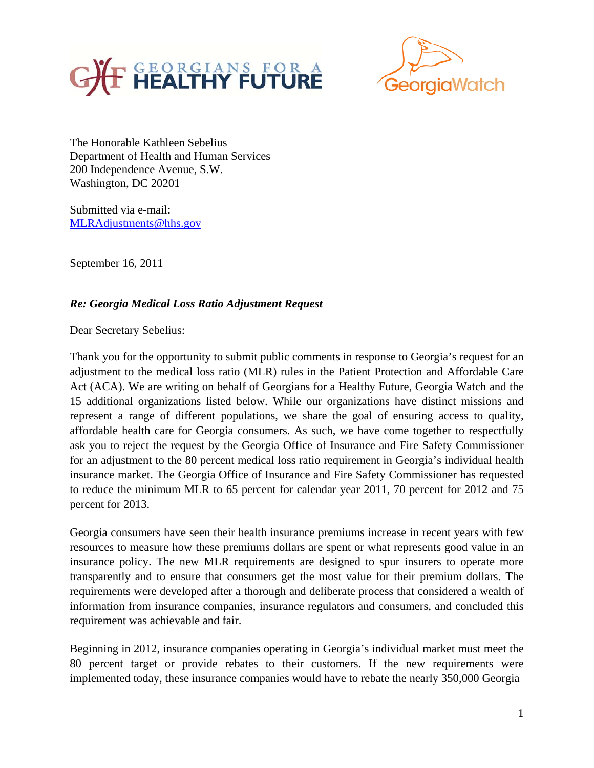GEORGIANS FOR A HEALTHY FUTURE

GeorgiaWatch

The Honorable Kathleen Sebelius
Department of Health and Human Services
200 Independence Avenue, S.W.
Washington, DC 20201

Submitted via e-mail:
MLRAdjustments@hhs.gov

September 16, 2011

***Re: Georgia Medical Loss Ratio Adjustment Request***

Dear Secretary Sebelius:

Thank you for the opportunity to submit public comments in response to Georgia's request for an adjustment to the medical loss ratio (MLR) rules in the Patient Protection and Affordable Care Act (ACA). We are writing on behalf of Georgians for a Healthy Future, Georgia Watch and the 15 additional organizations listed below. While our organizations have distinct missions and represent a range of different populations, we share the goal of ensuring access to quality, affordable health care for Georgia consumers. As such, we have come together to respectfully ask you to reject the request by the Georgia Office of Insurance and Fire Safety Commissioner for an adjustment to the 80 percent medical loss ratio requirement in Georgia's individual health insurance market. The Georgia Office of Insurance and Fire Safety Commissioner has requested to reduce the minimum MLR to 65 percent for calendar year 2011, 70 percent for 2012 and 75 percent for 2013.

Georgia consumers have seen their health insurance premiums increase in recent years with few resources to measure how these premiums dollars are spent or what represents good value in an insurance policy. The new MLR requirements are designed to spur insurers to operate more transparently and to ensure that consumers get the most value for their premium dollars. The requirements were developed after a thorough and deliberate process that considered a wealth of information from insurance companies, insurance regulators and consumers, and concluded this requirement was achievable and fair.

Beginning in 2012, insurance companies operating in Georgia's individual market must meet the 80 percent target or provide rebates to their customers. If the new requirements were implemented today, these insurance companies would have to rebate the nearly 350,000 Georgia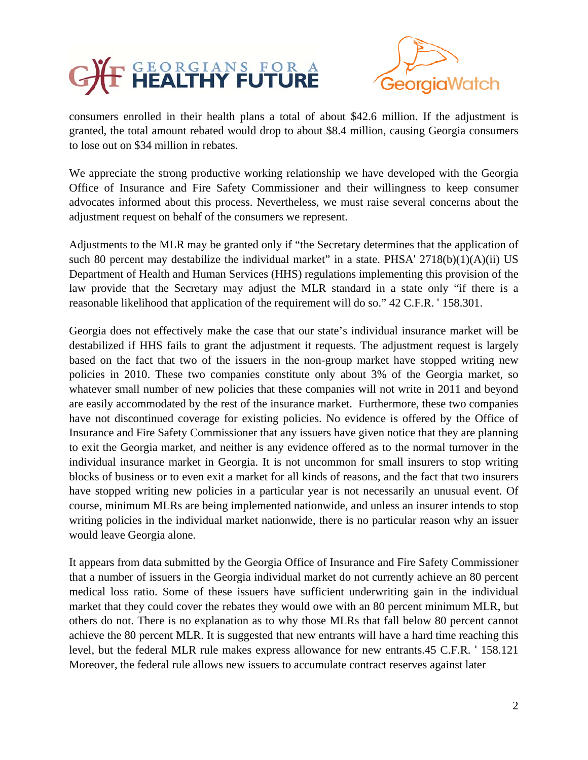consumers enrolled in their health plans a total of about $42.6 million. If the adjustment is granted, the total amount rebated would drop to about $8.4 million, causing Georgia consumers to lose out on $34 million in rebates.

We appreciate the strong productive working relationship we have developed with the Georgia Office of Insurance and Fire Safety Commissioner and their willingness to keep consumer advocates informed about this process. Nevertheless, we must raise several concerns about the adjustment request on behalf of the consumers we represent.

Adjustments to the MLR may be granted only if "the Secretary determines that the application of such 80 percent may destabilize the individual market" in a state. PHSA' 2718(b)(1)(A)(ii) US Department of Health and Human Services (HHS) regulations implementing this provision of the law provide that the Secretary may adjust the MLR standard in a state only "if there is a reasonable likelihood that application of the requirement will do so." 42 C.F.R. ' 158.301.

Georgia does not effectively make the case that our state's individual insurance market will be destabilized if HHS fails to grant the adjustment it requests. The adjustment request is largely based on the fact that two of the issuers in the non-group market have stopped writing new policies in 2010. These two companies constitute only about 3% of the Georgia market, so whatever small number of new policies that these companies will not write in 2011 and beyond are easily accommodated by the rest of the insurance market. Furthermore, these two companies have not discontinued coverage for existing policies. No evidence is offered by the Office of Insurance and Fire Safety Commissioner that any issuers have given notice that they are planning to exit the Georgia market, and neither is any evidence offered as to the normal turnover in the individual insurance market in Georgia. It is not uncommon for small insurers to stop writing blocks of business or to even exit a market for all kinds of reasons, and the fact that two insurers have stopped writing new policies in a particular year is not necessarily an unusual event. Of course, minimum MLRs are being implemented nationwide, and unless an insurer intends to stop writing policies in the individual market nationwide, there is no particular reason why an issuer would leave Georgia alone.

It appears from data submitted by the Georgia Office of Insurance and Fire Safety Commissioner that a number of issuers in the Georgia individual market do not currently achieve an 80 percent medical loss ratio. Some of these issuers have sufficient underwriting gain in the individual market that they could cover the rebates they would owe with an 80 percent minimum MLR, but others do not. There is no explanation as to why those MLRs that fall below 80 percent cannot achieve the 80 percent MLR. It is suggested that new entrants will have a hard time reaching this level, but the federal MLR rule makes express allowance for new entrants.45 C.F.R. ' 158.121 Moreover, the federal rule allows new issuers to accumulate contract reserves against later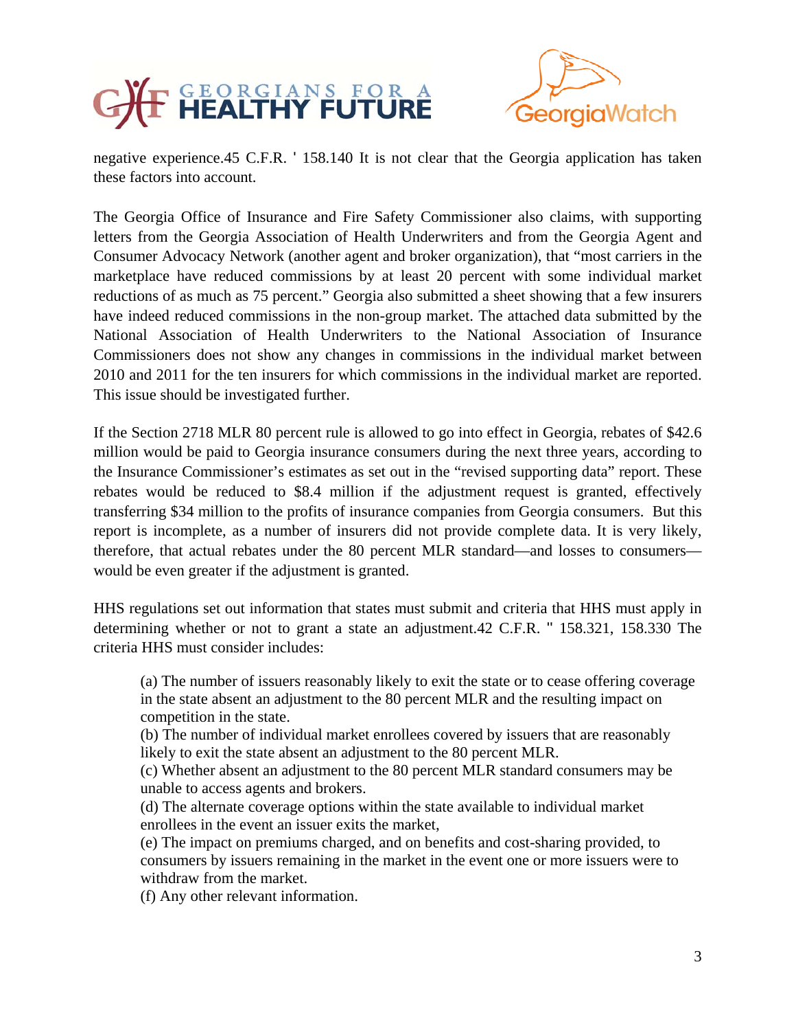negative experience.45 C.F.R. ' 158.140 It is not clear that the Georgia application has taken these factors into account.

The Georgia Office of Insurance and Fire Safety Commissioner also claims, with supporting letters from the Georgia Association of Health Underwriters and from the Georgia Agent and Consumer Advocacy Network (another agent and broker organization), that "most carriers in the marketplace have reduced commissions by at least 20 percent with some individual market reductions of as much as 75 percent." Georgia also submitted a sheet showing that a few insurers have indeed reduced commissions in the non-group market. The attached data submitted by the National Association of Health Underwriters to the National Association of Insurance Commissioners does not show any changes in commissions in the individual market between 2010 and 2011 for the ten insurers for which commissions in the individual market are reported. This issue should be investigated further.

If the Section 2718 MLR 80 percent rule is allowed to go into effect in Georgia, rebates of $42.6 million would be paid to Georgia insurance consumers during the next three years, according to the Insurance Commissioner's estimates as set out in the "revised supporting data" report. These rebates would be reduced to $8.4 million if the adjustment request is granted, effectively transferring $34 million to the profits of insurance companies from Georgia consumers. But this report is incomplete, as a number of insurers did not provide complete data. It is very likely, therefore, that actual rebates under the 80 percent MLR standard—and losses to consumers—would be even greater if the adjustment is granted.

HHS regulations set out information that states must submit and criteria that HHS must apply in determining whether or not to grant a state an adjustment.42 C.F.R. " 158.321, 158.330 The criteria HHS must consider includes:

> (a) The number of issuers reasonably likely to exit the state or to cease offering coverage in the state absent an adjustment to the 80 percent MLR and the resulting impact on competition in the state.
> (b) The number of individual market enrollees covered by issuers that are reasonably likely to exit the state absent an adjustment to the 80 percent MLR.
> (c) Whether absent an adjustment to the 80 percent MLR standard consumers may be unable to access agents and brokers.
> (d) The alternate coverage options within the state available to individual market enrollees in the event an issuer exits the market,
> (e) The impact on premiums charged, and on benefits and cost-sharing provided, to consumers by issuers remaining in the market in the event one or more issuers were to withdraw from the market.
> (f) Any other relevant information.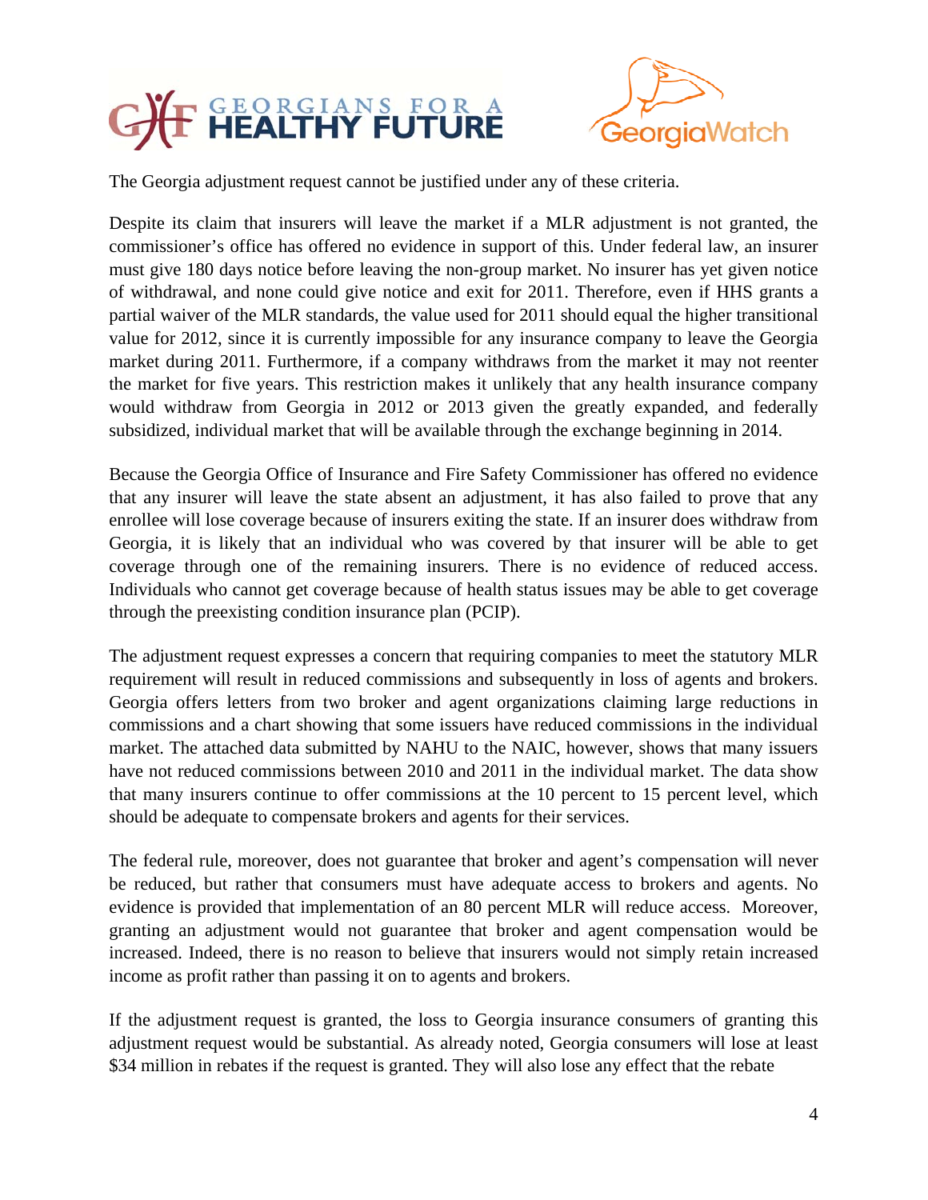The Georgia adjustment request cannot be justified under any of these criteria.

Despite its claim that insurers will leave the market if a MLR adjustment is not granted, the commissioner's office has offered no evidence in support of this. Under federal law, an insurer must give 180 days notice before leaving the non-group market. No insurer has yet given notice of withdrawal, and none could give notice and exit for 2011. Therefore, even if HHS grants a partial waiver of the MLR standards, the value used for 2011 should equal the higher transitional value for 2012, since it is currently impossible for any insurance company to leave the Georgia market during 2011. Furthermore, if a company withdraws from the market it may not reenter the market for five years. This restriction makes it unlikely that any health insurance company would withdraw from Georgia in 2012 or 2013 given the greatly expanded, and federally subsidized, individual market that will be available through the exchange beginning in 2014.

Because the Georgia Office of Insurance and Fire Safety Commissioner has offered no evidence that any insurer will leave the state absent an adjustment, it has also failed to prove that any enrollee will lose coverage because of insurers exiting the state. If an insurer does withdraw from Georgia, it is likely that an individual who was covered by that insurer will be able to get coverage through one of the remaining insurers. There is no evidence of reduced access. Individuals who cannot get coverage because of health status issues may be able to get coverage through the preexisting condition insurance plan (PCIP).

The adjustment request expresses a concern that requiring companies to meet the statutory MLR requirement will result in reduced commissions and subsequently in loss of agents and brokers. Georgia offers letters from two broker and agent organizations claiming large reductions in commissions and a chart showing that some issuers have reduced commissions in the individual market. The attached data submitted by NAHU to the NAIC, however, shows that many issuers have not reduced commissions between 2010 and 2011 in the individual market. The data show that many insurers continue to offer commissions at the 10 percent to 15 percent level, which should be adequate to compensate brokers and agents for their services.

The federal rule, moreover, does not guarantee that broker and agent's compensation will never be reduced, but rather that consumers must have adequate access to brokers and agents. No evidence is provided that implementation of an 80 percent MLR will reduce access. Moreover, granting an adjustment would not guarantee that broker and agent compensation would be increased. Indeed, there is no reason to believe that insurers would not simply retain increased income as profit rather than passing it on to agents and brokers.

If the adjustment request is granted, the loss to Georgia insurance consumers of granting this adjustment request would be substantial. As already noted, Georgia consumers will lose at least $34 million in rebates if the request is granted. They will also lose any effect that the rebate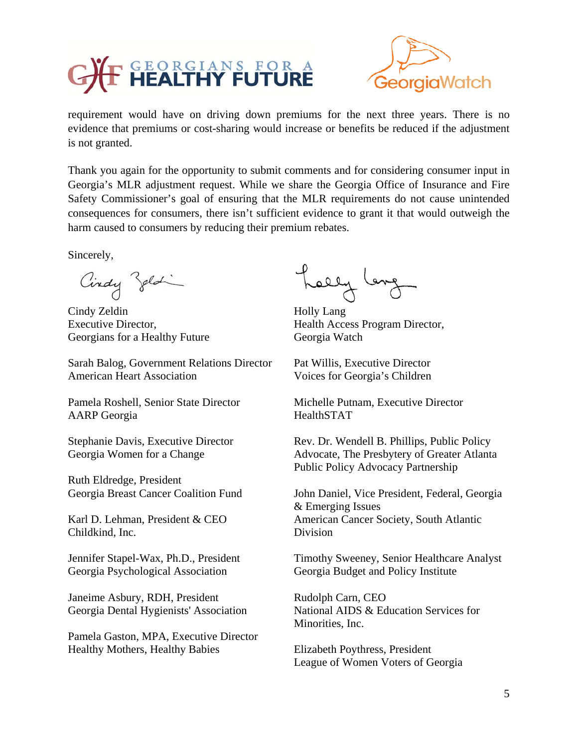requirement would have on driving down premiums for the next three years. There is no evidence that premiums or cost-sharing would increase or benefits be reduced if the adjustment is not granted.

Thank you again for the opportunity to submit comments and for considering consumer input in Georgia's MLR adjustment request. While we share the Georgia Office of Insurance and Fire Safety Commissioner's goal of ensuring that the MLR requirements do not cause unintended consequences for consumers, there isn't sufficient evidence to grant it that would outweigh the harm caused to consumers by reducing their premium rebates.

Sincerely,

Cindy Zeldin
Executive Director,
Georgians for a Healthy Future

Holly Lang
Health Access Program Director,
Georgia Watch

Sarah Balog, Government Relations Director
American Heart Association

Pat Willis, Executive Director
Voices for Georgia's Children

Pamela Roshell, Senior State Director
AARP Georgia

Michelle Putnam, Executive Director
HealthSTAT

Stephanie Davis, Executive Director
Georgia Women for a Change

Rev. Dr. Wendell B. Phillips, Public Policy Advocate, The Presbytery of Greater Atlanta Public Policy Advocacy Partnership

Ruth Eldredge, President
Georgia Breast Cancer Coalition Fund

John Daniel, Vice President, Federal, Georgia & Emerging Issues
American Cancer Society, South Atlantic Division

Karl D. Lehman, President & CEO
Childkind, Inc.

Jennifer Stapel-Wax, Ph.D., President
Georgia Psychological Association

Timothy Sweeney, Senior Healthcare Analyst
Georgia Budget and Policy Institute

Janeime Asbury, RDH, President
Georgia Dental Hygienists' Association

Rudolph Carn, CEO
National AIDS & Education Services for Minorities, Inc.

Pamela Gaston, MPA, Executive Director
Healthy Mothers, Healthy Babies

Elizabeth Poythress, President
League of Women Voters of Georgia